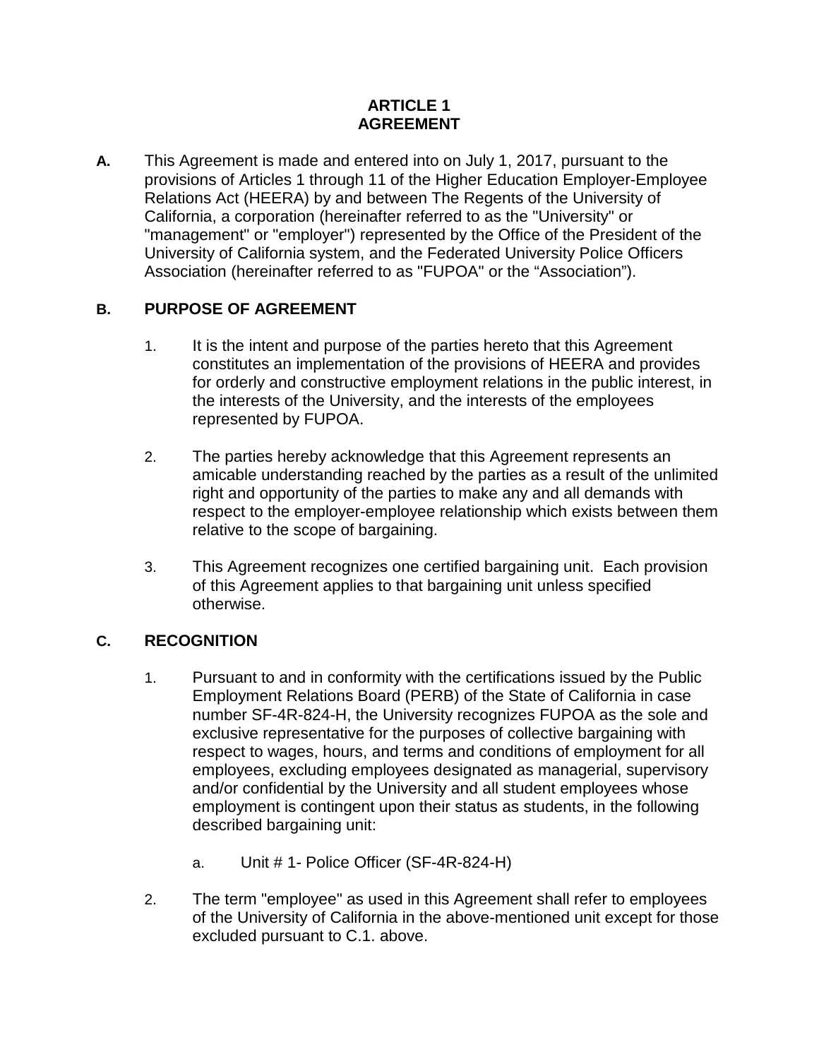# ARTICLE 1
# AGREEMENT

**A.** This Agreement is made and entered into on July 1, 2017, pursuant to the provisions of Articles 1 through 11 of the Higher Education Employer-Employee Relations Act (HEERA) by and between The Regents of the University of California, a corporation (hereinafter referred to as the "University" or "management" or "employer") represented by the Office of the President of the University of California system, and the Federated University Police Officers Association (hereinafter referred to as "FUPOA" or the "Association").

## B. PURPOSE OF AGREEMENT

1. It is the intent and purpose of the parties hereto that this Agreement constitutes an implementation of the provisions of HEERA and provides for orderly and constructive employment relations in the public interest, in the interests of the University, and the interests of the employees represented by FUPOA.

2. The parties hereby acknowledge that this Agreement represents an amicable understanding reached by the parties as a result of the unlimited right and opportunity of the parties to make any and all demands with respect to the employer-employee relationship which exists between them relative to the scope of bargaining.

3. This Agreement recognizes one certified bargaining unit. Each provision of this Agreement applies to that bargaining unit unless specified otherwise.

## C. RECOGNITION

1. Pursuant to and in conformity with the certifications issued by the Public Employment Relations Board (PERB) of the State of California in case number SF-4R-824-H, the University recognizes FUPOA as the sole and exclusive representative for the purposes of collective bargaining with respect to wages, hours, and terms and conditions of employment for all employees, excluding employees designated as managerial, supervisory and/or confidential by the University and all student employees whose employment is contingent upon their status as students, in the following described bargaining unit:

   a. Unit # 1- Police Officer (SF-4R-824-H)

2. The term "employee" as used in this Agreement shall refer to employees of the University of California in the above-mentioned unit except for those excluded pursuant to C.1. above.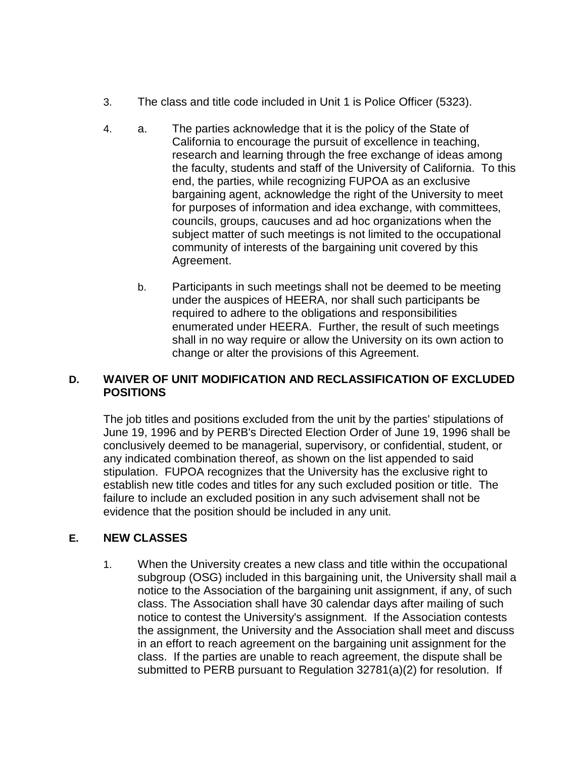3. The class and title code included in Unit 1 is Police Officer (5323).

4. a. The parties acknowledge that it is the policy of the State of California to encourage the pursuit of excellence in teaching, research and learning through the free exchange of ideas among the faculty, students and staff of the University of California. To this end, the parties, while recognizing FUPOA as an exclusive bargaining agent, acknowledge the right of the University to meet for purposes of information and idea exchange, with committees, councils, groups, caucuses and ad hoc organizations when the subject matter of such meetings is not limited to the occupational community of interests of the bargaining unit covered by this Agreement.

   b. Participants in such meetings shall not be deemed to be meeting under the auspices of HEERA, nor shall such participants be required to adhere to the obligations and responsibilities enumerated under HEERA. Further, the result of such meetings shall in no way require or allow the University on its own action to change or alter the provisions of this Agreement.

**D. WAIVER OF UNIT MODIFICATION AND RECLASSIFICATION OF EXCLUDED POSITIONS**

The job titles and positions excluded from the unit by the parties' stipulations of June 19, 1996 and by PERB's Directed Election Order of June 19, 1996 shall be conclusively deemed to be managerial, supervisory, or confidential, student, or any indicated combination thereof, as shown on the list appended to said stipulation. FUPOA recognizes that the University has the exclusive right to establish new title codes and titles for any such excluded position or title. The failure to include an excluded position in any such advisement shall not be evidence that the position should be included in any unit.

**E. NEW CLASSES**

1. When the University creates a new class and title within the occupational subgroup (OSG) included in this bargaining unit, the University shall mail a notice to the Association of the bargaining unit assignment, if any, of such class. The Association shall have 30 calendar days after mailing of such notice to contest the University's assignment. If the Association contests the assignment, the University and the Association shall meet and discuss in an effort to reach agreement on the bargaining unit assignment for the class. If the parties are unable to reach agreement, the dispute shall be submitted to PERB pursuant to Regulation 32781(a)(2) for resolution. If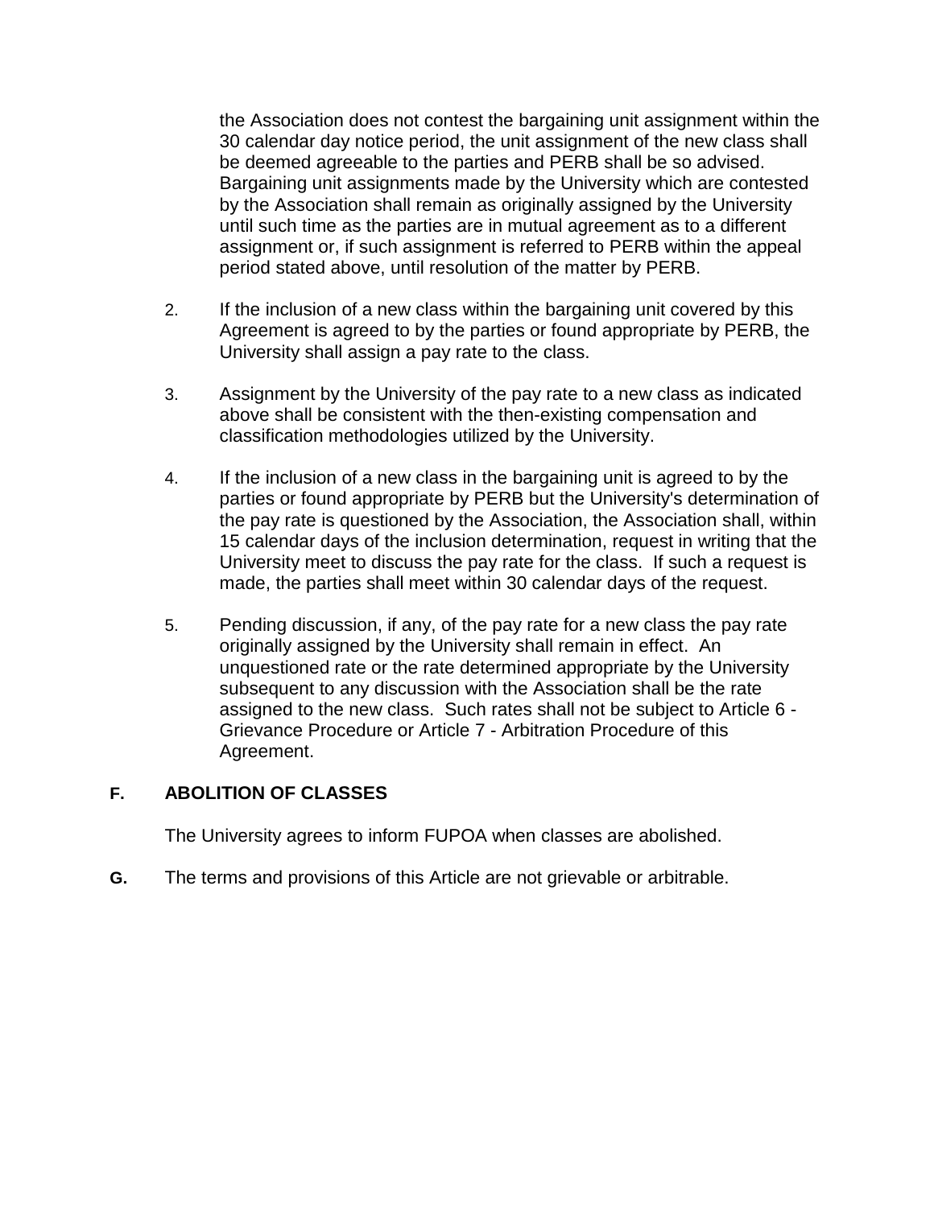the Association does not contest the bargaining unit assignment within the 30 calendar day notice period, the unit assignment of the new class shall be deemed agreeable to the parties and PERB shall be so advised. Bargaining unit assignments made by the University which are contested by the Association shall remain as originally assigned by the University until such time as the parties are in mutual agreement as to a different assignment or, if such assignment is referred to PERB within the appeal period stated above, until resolution of the matter by PERB.

2. If the inclusion of a new class within the bargaining unit covered by this Agreement is agreed to by the parties or found appropriate by PERB, the University shall assign a pay rate to the class.

3. Assignment by the University of the pay rate to a new class as indicated above shall be consistent with the then-existing compensation and classification methodologies utilized by the University.

4. If the inclusion of a new class in the bargaining unit is agreed to by the parties or found appropriate by PERB but the University's determination of the pay rate is questioned by the Association, the Association shall, within 15 calendar days of the inclusion determination, request in writing that the University meet to discuss the pay rate for the class. If such a request is made, the parties shall meet within 30 calendar days of the request.

5. Pending discussion, if any, of the pay rate for a new class the pay rate originally assigned by the University shall remain in effect. An unquestioned rate or the rate determined appropriate by the University subsequent to any discussion with the Association shall be the rate assigned to the new class. Such rates shall not be subject to Article 6 - Grievance Procedure or Article 7 - Arbitration Procedure of this Agreement.

**F. ABOLITION OF CLASSES**

The University agrees to inform FUPOA when classes are abolished.

**G.** The terms and provisions of this Article are not grievable or arbitrable.